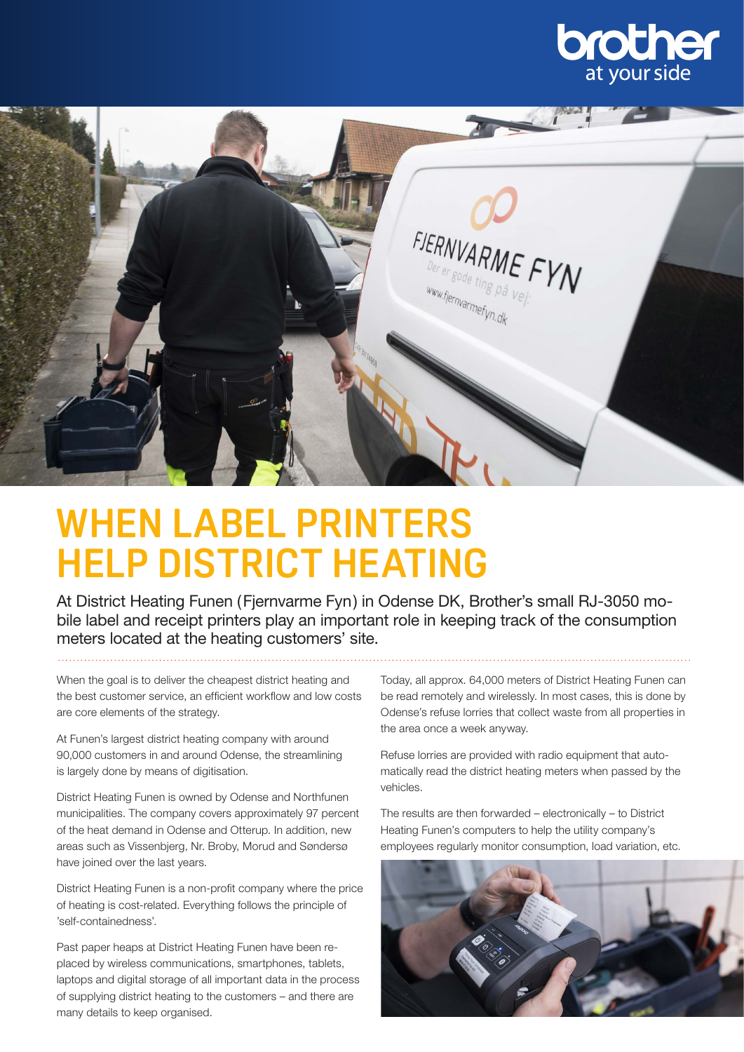# WHEN LABEL PRINTERS HELP DISTRICT HEATING

At District Heating Funen (Fjernvarme Fyn) in Odense DK, Brother's small RJ-3050 mobile label and receipt printers play an important role in keeping track of the consumption meters located at the heating customers' site.

When the goal is to deliver the cheapest district heating and the best customer service, an efficient workflow and low costs are core elements of the strategy.

At Funen's largest district heating company with around 90,000 customers in and around Odense, the streamlining is largely done by means of digitisation.

District Heating Funen is owned by Odense and Northfunen municipalities. The company covers approximately 97 percent of the heat demand in Odense and Otterup. In addition, new areas such as Vissenbjerg, Nr. Broby, Morud and Søndersø have joined over the last years.

District Heating Funen is a non-profit company where the price of heating is cost-related. Everything follows the principle of 'self-containedness'.

Past paper heaps at District Heating Funen have been replaced by wireless communications, smartphones, tablets, laptops and digital storage of all important data in the process of supplying district heating to the customers – and there are many details to keep organised.

Today, all approx. 64,000 meters of District Heating Funen can be read remotely and wirelessly. In most cases, this is done by Odense's refuse lorries that collect waste from all properties in the area once a week anyway.

Refuse lorries are provided with radio equipment that automatically read the district heating meters when passed by the vehicles.

The results are then forwarded – electronically – to District Heating Funen's computers to help the utility company's employees regularly monitor consumption, load variation, etc.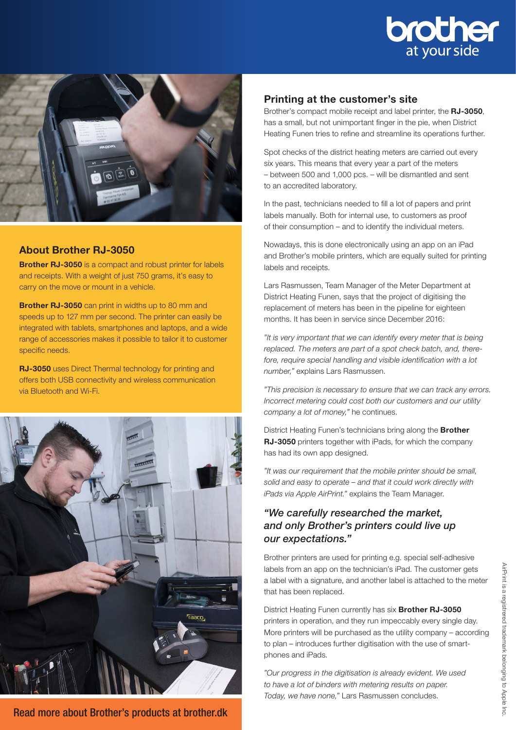## About Brother RJ-3050

**Brother RJ-3050** is a compact and robust printer for labels and receipts. With a weight of just 750 grams, it's easy to carry on the move or mount in a vehicle.

**Brother RJ-3050** can print in widths up to 80 mm and speeds up to 127 mm per second. The printer can easily be integrated with tablets, smartphones and laptops, and a wide range of accessories makes it possible to tailor it to customer specific needs.

**RJ-3050** uses Direct Thermal technology for printing and offers both USB connectivity and wireless communication via Bluetooth and Wi-Fi.

Read more about Brother's products at brother.dk

## Printing at the customer's site

Brother's compact mobile receipt and label printer, the **RJ-3050**, has a small, but not unimportant finger in the pie, when District Heating Funen tries to refine and streamline its operations further.

Spot checks of the district heating meters are carried out every six years. This means that every year a part of the meters – between 500 and 1,000 pcs. – will be dismantled and sent to an accredited laboratory.

In the past, technicians needed to fill a lot of papers and print labels manually. Both for internal use, to customers as proof of their consumption – and to identify the individual meters.

Nowadays, this is done electronically using an app on an iPad and Brother's mobile printers, which are equally suited for printing labels and receipts.

Lars Rasmussen, Team Manager of the Meter Department at District Heating Funen, says that the project of digitising the replacement of meters has been in the pipeline for eighteen months. It has been in service since December 2016:

*"It is very important that we can identify every meter that is being replaced. The meters are part of a spot check batch, and, therefore, require special handling and visible identification with a lot number,"* explains Lars Rasmussen.

*"This precision is necessary to ensure that we can track any errors. Incorrect metering could cost both our customers and our utility company a lot of money,"* he continues.

District Heating Funen's technicians bring along the **Brother RJ-3050** printers together with iPads, for which the company has had its own app designed.

*"It was our requirement that the mobile printer should be small, solid and easy to operate – and that it could work directly with iPads via Apple AirPrint."* explains the Team Manager.

### *"We carefully researched the market, and only Brother's printers could live up our expectations."*

Brother printers are used for printing e.g. special self-adhesive labels from an app on the technician's iPad. The customer gets a label with a signature, and another label is attached to the meter that has been replaced.

District Heating Funen currently has six **Brother RJ-3050** printers in operation, and they run impeccably every single day. More printers will be purchased as the utility company – according to plan – introduces further digitisation with the use of smartphones and iPads.

*"Our progress in the digitisation is already evident. We used to have a lot of binders with metering results on paper. Today, we have none,"* Lars Rasmussen concludes.

AirPrint is a registered trademark belonging to Apple Inc.